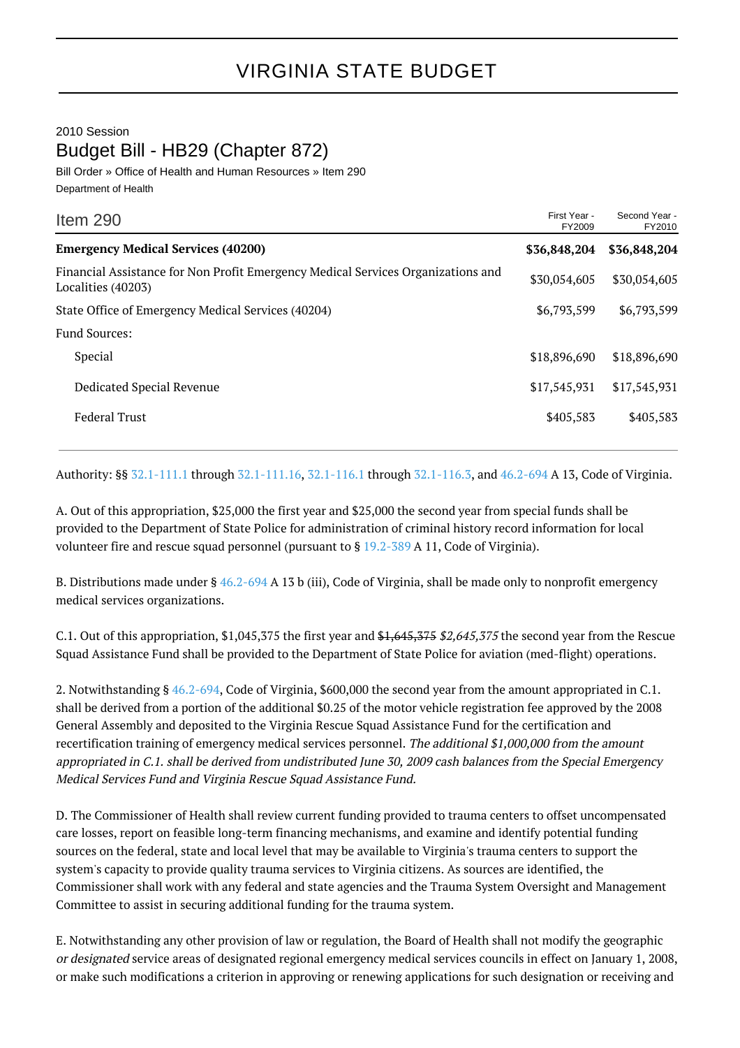# VIRGINIA STATE BUDGET

2010 Session

## Budget Bill - HB29 (Chapter 872)

Bill Order » Office of Health and Human Resources » Item 290

Department of Health

| Item 290 | First Year - FY2009 | Second Year - FY2010 |
|---|---|---|
| **Emergency Medical Services (40200)** | **$36,848,204** | **$36,848,204** |
| Financial Assistance for Non Profit Emergency Medical Services Organizations and Localities (40203) | $30,054,605 | $30,054,605 |
| State Office of Emergency Medical Services (40204) | $6,793,599 | $6,793,599 |
| Fund Sources: | | |
| Special | $18,896,690 | $18,896,690 |
| Dedicated Special Revenue | $17,545,931 | $17,545,931 |
| Federal Trust | $405,583 | $405,583 |

Authority: §§ 32.1-111.1 through 32.1-111.16, 32.1-116.1 through 32.1-116.3, and 46.2-694 A 13, Code of Virginia.

A. Out of this appropriation, $25,000 the first year and $25,000 the second year from special funds shall be provided to the Department of State Police for administration of criminal history record information for local volunteer fire and rescue squad personnel (pursuant to § 19.2-389 A 11, Code of Virginia).

B. Distributions made under § 46.2-694 A 13 b (iii), Code of Virginia, shall be made only to nonprofit emergency medical services organizations.

C.1. Out of this appropriation, $1,045,375 the first year and ~~$1,645,375~~ *$2,645,375* the second year from the Rescue Squad Assistance Fund shall be provided to the Department of State Police for aviation (med-flight) operations.

2. Notwithstanding § 46.2-694, Code of Virginia, $600,000 the second year from the amount appropriated in C.1. shall be derived from a portion of the additional $0.25 of the motor vehicle registration fee approved by the 2008 General Assembly and deposited to the Virginia Rescue Squad Assistance Fund for the certification and recertification training of emergency medical services personnel. *The additional $1,000,000 from the amount appropriated in C.1. shall be derived from undistributed June 30, 2009 cash balances from the Special Emergency Medical Services Fund and Virginia Rescue Squad Assistance Fund.*

D. The Commissioner of Health shall review current funding provided to trauma centers to offset uncompensated care losses, report on feasible long-term financing mechanisms, and examine and identify potential funding sources on the federal, state and local level that may be available to Virginia's trauma centers to support the system's capacity to provide quality trauma services to Virginia citizens. As sources are identified, the Commissioner shall work with any federal and state agencies and the Trauma System Oversight and Management Committee to assist in securing additional funding for the trauma system.

E. Notwithstanding any other provision of law or regulation, the Board of Health shall not modify the geographic *or designated* service areas of designated regional emergency medical services councils in effect on January 1, 2008, or make such modifications a criterion in approving or renewing applications for such designation or receiving and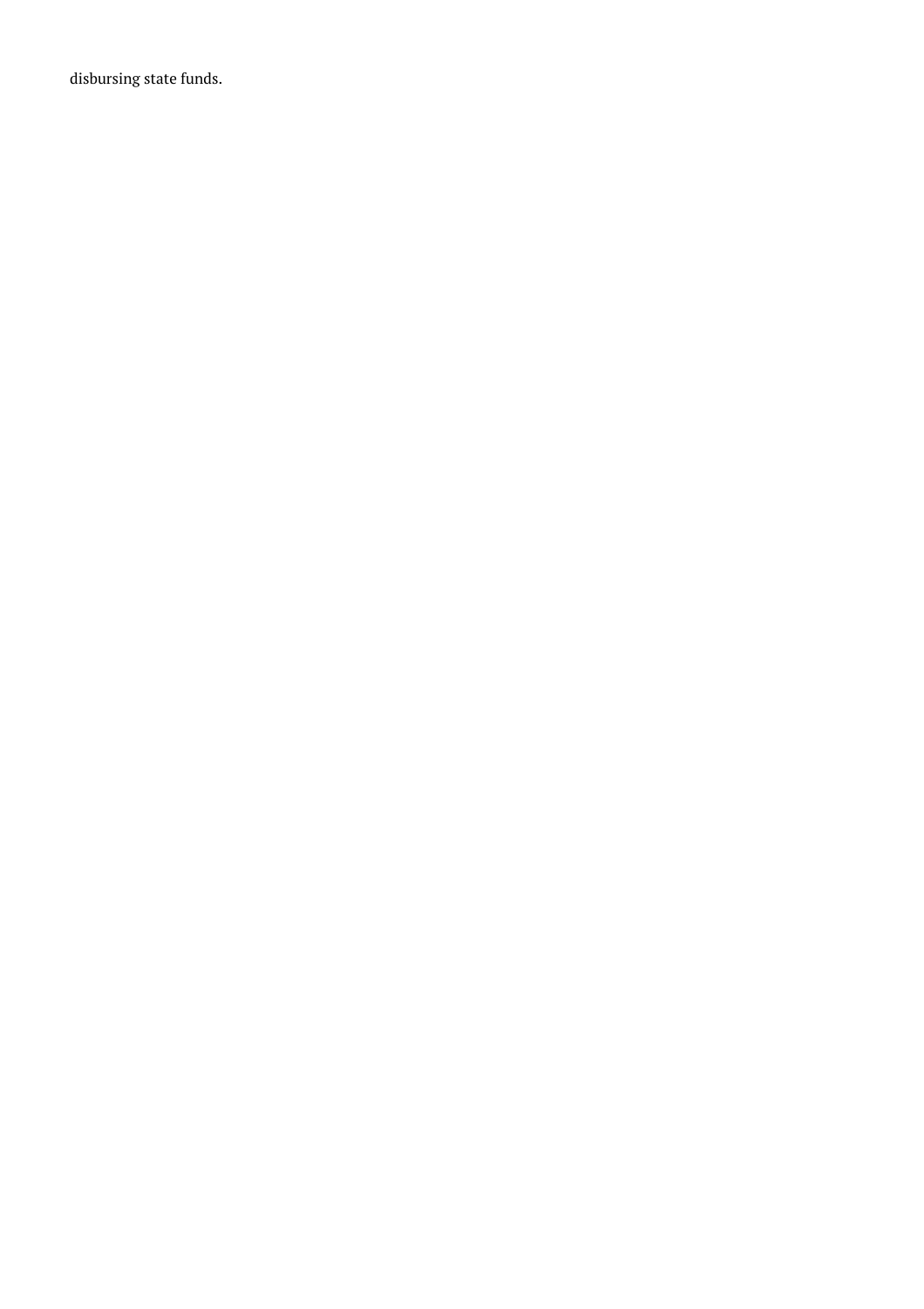disbursing state funds.